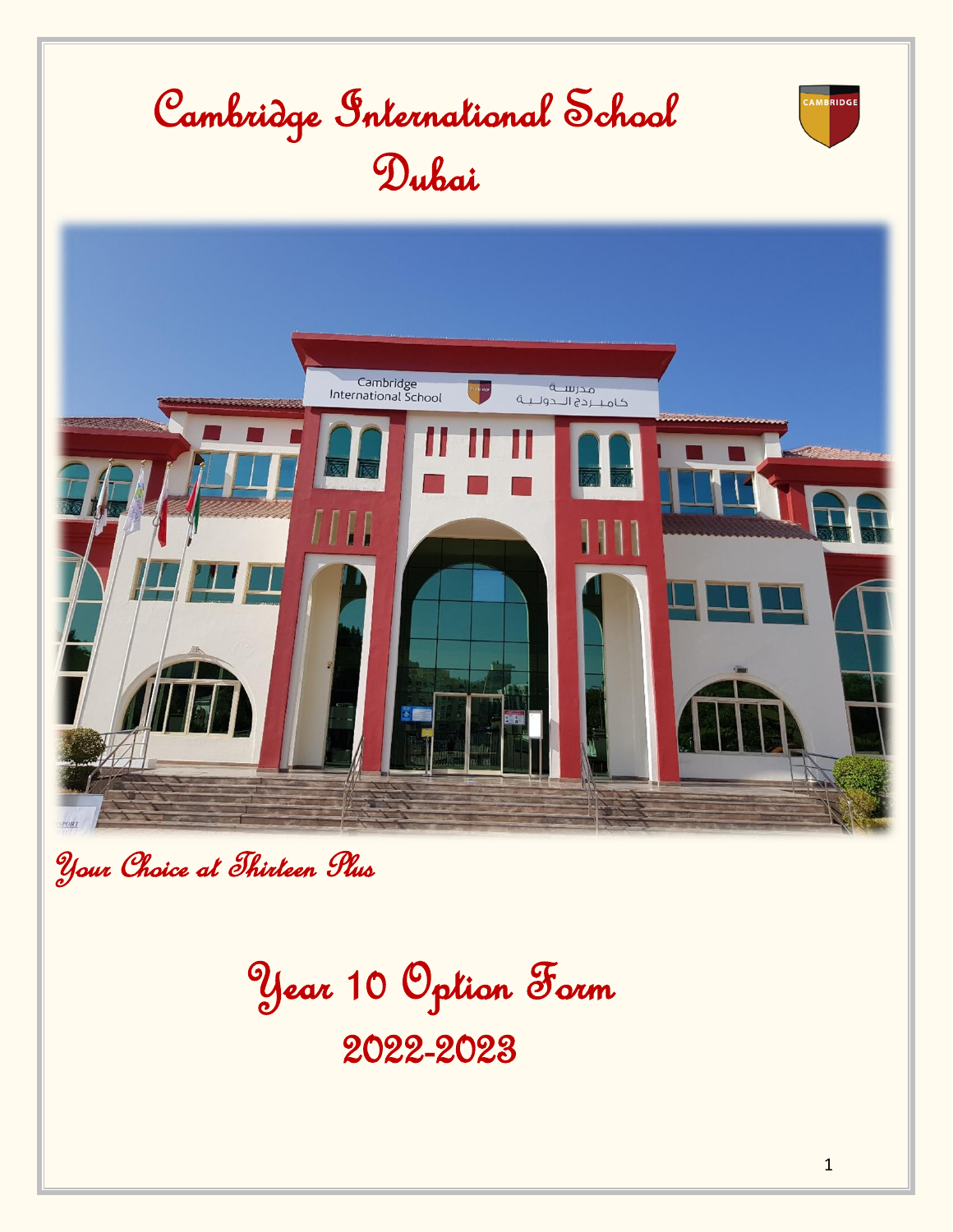# Cambridge International School Dubai

*Your Choice at Thirteen Plus*

# Year 10 Option Form

## 2022-2023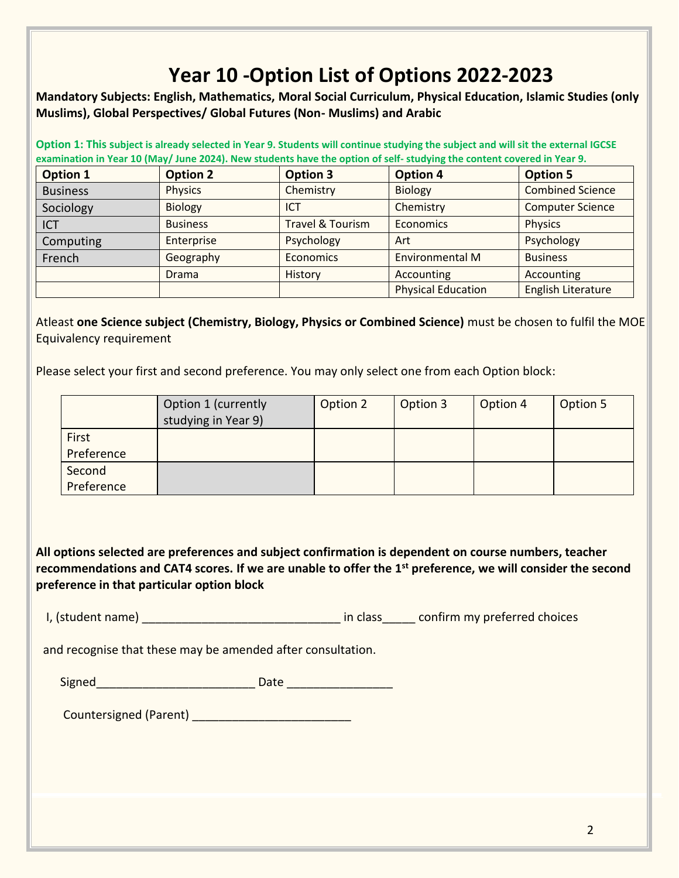# Year 10 -Option List of Options 2022-2023

**Mandatory Subjects: English, Mathematics, Moral Social Curriculum, Physical Education, Islamic Studies (only Muslims), Global Perspectives/ Global Futures (Non- Muslims) and Arabic**

**Option 1: This subject is already selected in Year 9. Students will continue studying the subject and will sit the external IGCSE examination in Year 10 (May/ June 2024). New students have the option of self- studying the content covered in Year 9.**

| Option 1 | Option 2 | Option 3 | Option 4 | Option 5 |
|---|---|---|---|---|
| Business | Physics | Chemistry | Biology | Combined Science |
| Sociology | Biology | ICT | Chemistry | Computer Science |
| ICT | Business | Travel & Tourism | Economics | Physics |
| Computing | Enterprise | Psychology | Art | Psychology |
| French | Geography | Economics | Environmental M | Business |
| | Drama | History | Accounting | Accounting |
| | | | Physical Education | English Literature |

Atleast **one Science subject (Chemistry, Biology, Physics or Combined Science)** must be chosen to fulfil the MOE Equivalency requirement

Please select your first and second preference. You may only select one from each Option block:

| | Option 1 (currently studying in Year 9) | Option 2 | Option 3 | Option 4 | Option 5 |
|---|---|---|---|---|---|
| First Preference | | | | | |
| Second Preference | | | | | |

**All options selected are preferences and subject confirmation is dependent on course numbers, teacher recommendations and CAT4 scores. If we are unable to offer the 1st preference, we will consider the second preference in that particular option block**

I, (student name) ______________________________ in class_____ confirm my preferred choices

and recognise that these may be amended after consultation.

Signed________________________ Date ________________

Countersigned (Parent) ________________________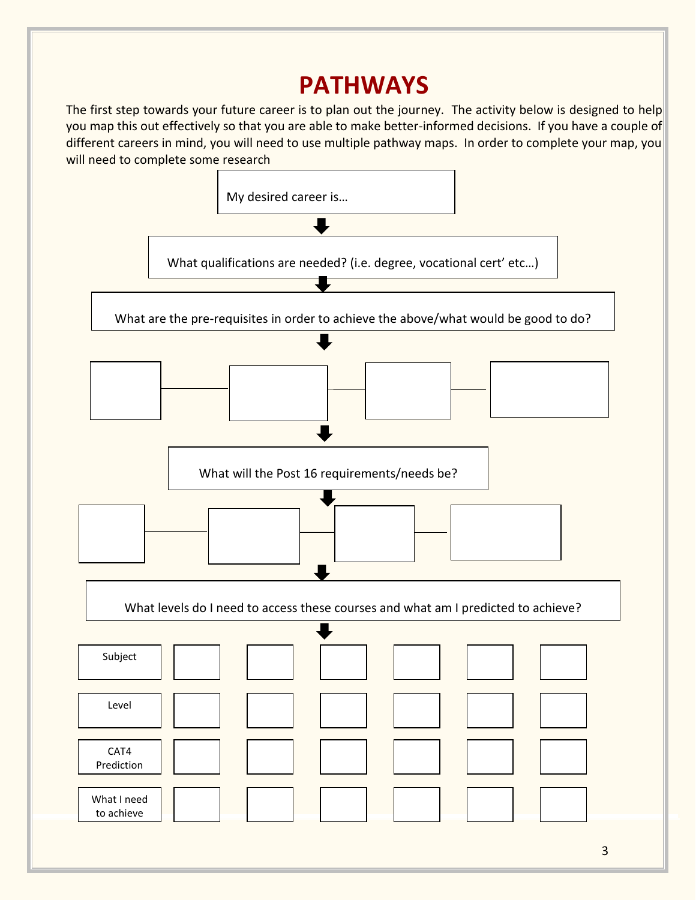# PATHWAYS

The first step towards your future career is to plan out the journey. The activity below is designed to help you map this out effectively so that you are able to make better-informed decisions. If you have a couple of different careers in mind, you will need to use multiple pathway maps. In order to complete your map, you will need to complete some research

My desired career is…

What qualifications are needed? (i.e. degree, vocational cert' etc…)

What are the pre-requisites in order to achieve the above/what would be good to do?

What will the Post 16 requirements/needs be?

What levels do I need to access these courses and what am I predicted to achieve?

| | | | | | | |
|---|---|---|---|---|---|---|
| Subject | | | | | | |
| Level | | | | | | |
| CAT4 Prediction | | | | | | |
| What I need to achieve | | | | | | |